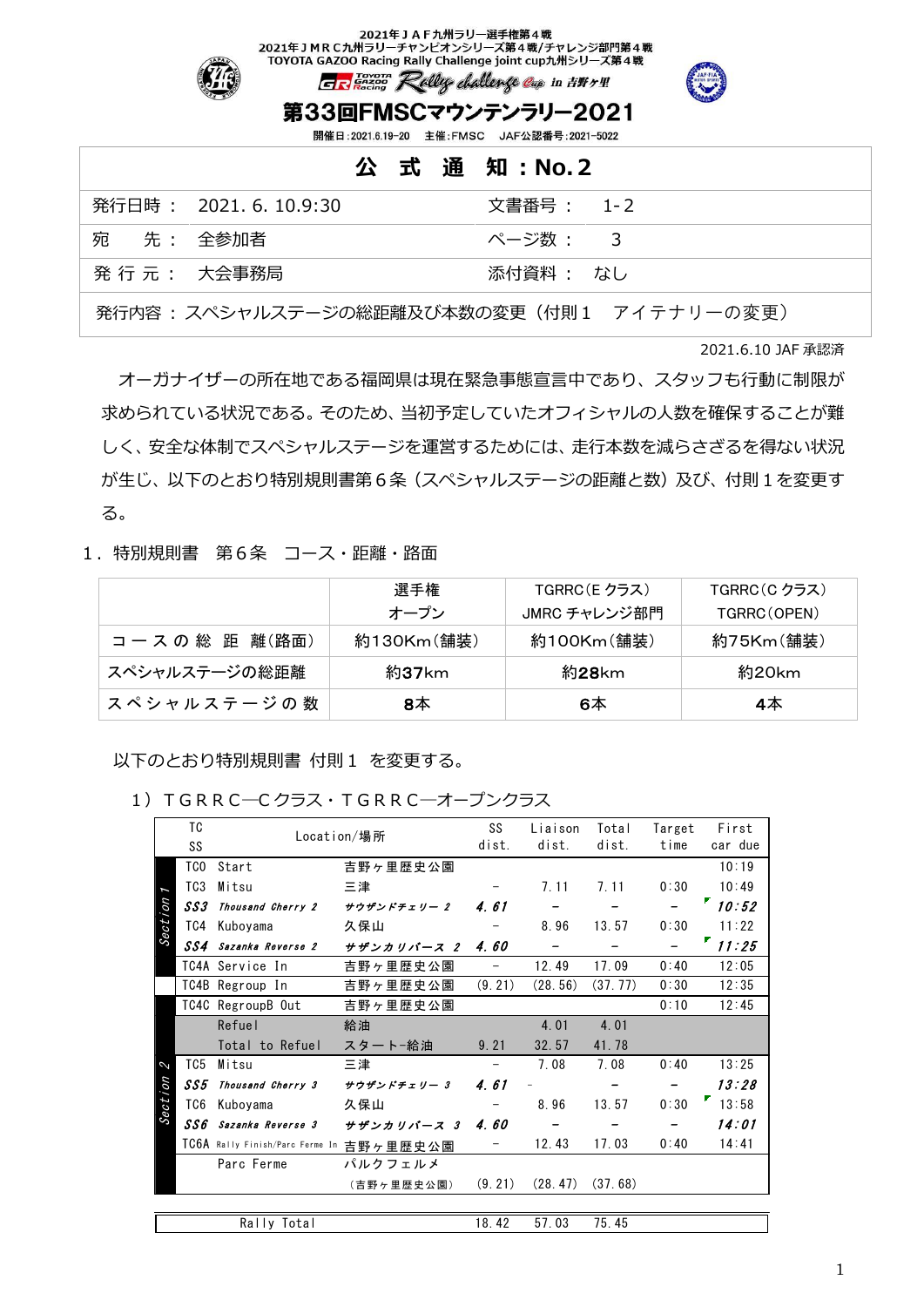2021年ＪＡＦ九州ラリー選手権第４戦
2021年ＪＭＲＣ九州ラリーチャンピオンシリーズ第４戦/チャレンジ部門第４戦
TOYOTA GAZOO Racing Rally Challenge joint cup九州シリーズ第４戦

GR TOYOTA GAZOO Racing Rally challenge Cup in 吉野ケ里

# 第33回FMSCマウンテンラリー2021

開催日：2021.6.19-20　主催：FMSC　JAF公認番号：2021-5022

| 公　式　通　知：No.２ | | | |
|---|---|---|---|
| 発行日時： | 2021. 6. 10.9:30 | 文書番号： | 1-2 |
| 宛　　先： | 全参加者 | ページ数： | 3 |
| 発 行 元： | 大会事務局 | 添付資料： | なし |
| 発行内容：スペシャルステージの総距離及び本数の変更（付則１　アイテナリーの変更） | | | |

2021.6.10 JAF 承認済

オーガナイザーの所在地である福岡県は現在緊急事態宣言中であり、スタッフも行動に制限が求められている状況である。そのため、当初予定していたオフィシャルの人数を確保することが難しく、安全な体制でスペシャルステージを運営するためには、走行本数を減らさざるを得ない状況が生じ、以下のとおり特別規則書第６条（スペシャルステージの距離と数）及び、付則１を変更する。

１．特別規則書　第６条　コース・距離・路面

| | 選手権<br>オープン | TGRRC(E クラス)<br>JMRC チャレンジ部門 | TGRRC(C クラス)<br>TGRRC(OPEN) |
|---|---|---|---|
| コースの総距離(路面) | 約130Km(舗装) | 約100Km(舗装) | 約75Km(舗装) |
| スペシャルステージの総距離 | 約37km | 約28km | 約20km |
| スペシャルステージの数 | 8本 | 6本 | 4本 |

以下のとおり特別規則書 付則１ を変更する。

１）ＴＧＲＲＣ―Ｃクラス・ＴＧＲＲＣ―オープンクラス

| | TC<br>SS | Location/場所 | | SS dist. | Liaison dist. | Total dist. | Target time | First car due |
|---|---|---|---|---|---|---|---|---|
| Section 1 | TC0 | Start | 吉野ヶ里歴史公園 | | | | | 10:19 |
| | TC3 | Mitsu | 三津 | − | 7.11 | 7.11 | 0:30 | 10:49 |
| | ***SS3*** | ***Thousand Cherry 2*** | ***サウザンドチェリー２*** | ***4.61*** | − | − | − | ***10:52*** |
| | TC4 | Kuboyama | 久保山 | − | 8.96 | 13.57 | 0:30 | 11:22 |
| | ***SS4*** | ***Sazanka Reverse 2*** | ***サザンカリバース２*** | ***4.60*** | − | − | − | ***11:25*** |
| | TC4A | Service In | 吉野ヶ里歴史公園 | − | 12.49 | 17.09 | 0:40 | 12:05 |
| | TC4B | Regroup In | 吉野ヶ里歴史公園 | (9.21) | (28.56) | (37.77) | 0:30 | 12:35 |
| | TC4C | RegroupB Out | 吉野ヶ里歴史公園 | | | | 0:10 | 12:45 |
| | | Refuel | 給油 | | 4.01 | 4.01 | | |
| | | Total to Refuel | スタート-給油 | 9.21 | 32.57 | 41.78 | | |
| Section 2 | TC5 | Mitsu | 三津 | − | 7.08 | 7.08 | 0:40 | 13:25 |
| | ***SS5*** | ***Thousand Cherry 3*** | ***サウザンドチェリー３*** | ***4.61*** | − | − | − | ***13:28*** |
| | TC6 | Kuboyama | 久保山 | − | 8.96 | 13.57 | 0:30 | 13:58 |
| | ***SS6*** | ***Sazanka Reverse 3*** | ***サザンカリバース３*** | ***4.60*** | − | − | − | ***14:01*** |
| | TC6A | Rally Finish/Parc Ferme In | 吉野ヶ里歴史公園 | − | 12.43 | 17.03 | 0:40 | 14:41 |
| | | Parc Ferme | パルクフェルメ<br>（吉野ヶ里歴史公園） | (9.21) | (28.47) | (37.68) | | |
| | | Rally Total | | 18.42 | 57.03 | 75.45 | | |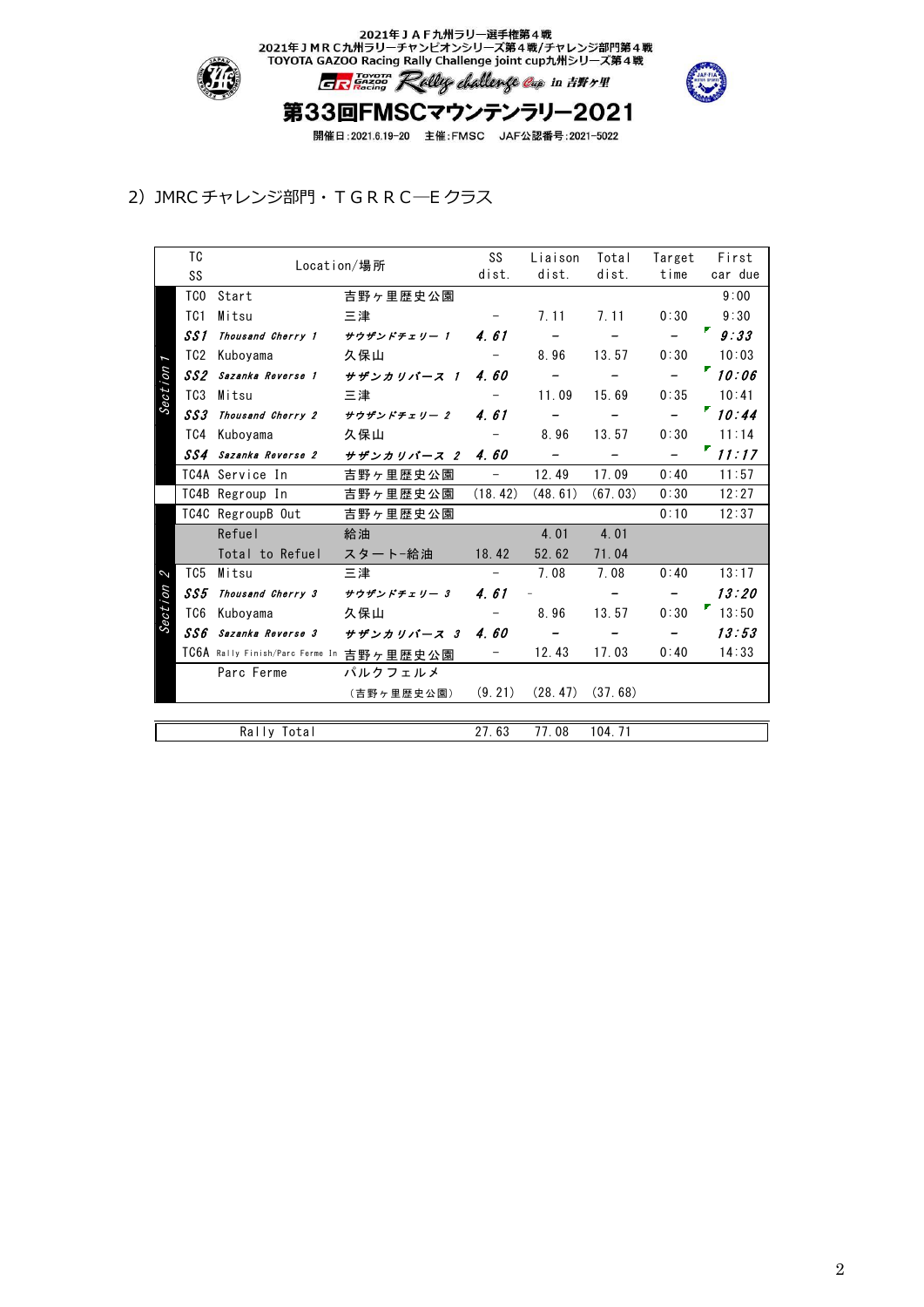2021年ＪＡＦ九州ラリー選手権第４戦
2021年ＪＭＲＣ九州ラリーチャンピオンシリーズ第４戦/チャレンジ部門第４戦
TOYOTA GAZOO Racing Rally Challenge joint cup九州シリーズ第４戦

GR TOYOTA GAZOO Racing Rally challenge Cup in 吉野ヶ里

# 第33回FMSCマウンテンラリー2021

開催日：2021.6.19-20　主催：FMSC　JAF公認番号：2021-5022

## 2）JMRC チャレンジ部門・ＴＧＲＲＣ―Ｅクラス

| Section | TC / SS | Location/場所 | | SS dist. | Liaison dist. | Total dist. | Target time | First car due |
|---|---|---|---|---|---|---|---|---|
| Section 1 | TC0 | Start | 吉野ヶ里歴史公園 | | | | | 9:00 |
| | TC1 | Mitsu | 三津 | – | 7.11 | 7.11 | 0:30 | 9:30 |
| | ***SS1*** | ***Thousand Cherry 1*** | ***サウザンドチェリー 1*** | ***4.61*** | – | – | – | ***9:33*** |
| | TC2 | Kuboyama | 久保山 | – | 8.96 | 13.57 | 0:30 | 10:03 |
| | ***SS2*** | ***Sazanka Reverse 1*** | ***サザンカリバース 1*** | ***4.60*** | – | – | – | ***10:06*** |
| | TC3 | Mitsu | 三津 | – | 11.09 | 15.69 | 0:35 | 10:41 |
| | ***SS3*** | ***Thousand Cherry 2*** | ***サウザンドチェリー 2*** | ***4.61*** | – | – | – | ***10:44*** |
| | TC4 | Kuboyama | 久保山 | – | 8.96 | 13.57 | 0:30 | 11:14 |
| | ***SS4*** | ***Sazanka Reverse 2*** | ***サザンカリバース 2*** | ***4.60*** | – | – | – | ***11:17*** |
| | TC4A | Service In | 吉野ヶ里歴史公園 | – | 12.49 | 17.09 | 0:40 | 11:57 |
| | TC4B | Regroup In | 吉野ヶ里歴史公園 | (18.42) | (48.61) | (67.03) | 0:30 | 12:27 |
| Section 2 | TC4C | RegroupB Out | 吉野ヶ里歴史公園 | | | | 0:10 | 12:37 |
| | | Refuel | 給油 | | 4.01 | 4.01 | | |
| | | Total to Refuel | スタート-給油 | 18.42 | 52.62 | 71.04 | | |
| | TC5 | Mitsu | 三津 | – | 7.08 | 7.08 | 0:40 | 13:17 |
| | ***SS5*** | ***Thousand Cherry 3*** | ***サウザンドチェリー 3*** | ***4.61*** | – | – | – | ***13:20*** |
| | TC6 | Kuboyama | 久保山 | – | 8.96 | 13.57 | 0:30 | 13:50 |
| | ***SS6*** | ***Sazanka Reverse 3*** | ***サザンカリバース 3*** | ***4.60*** | – | – | – | ***13:53*** |
| | TC6A | Rally Finish/Parc Ferme In | 吉野ヶ里歴史公園 | – | 12.43 | 17.03 | 0:40 | 14:33 |
| | | Parc Ferme | パルクフェルメ | | | | | |
| | | | （吉野ヶ里歴史公園） | (9.21) | (28.47) | (37.68) | | |

| Rally Total | SS dist. | Liaison dist. | Total dist. |
|---|---|---|---|
| Rally Total | 27.63 | 77.08 | 104.71 |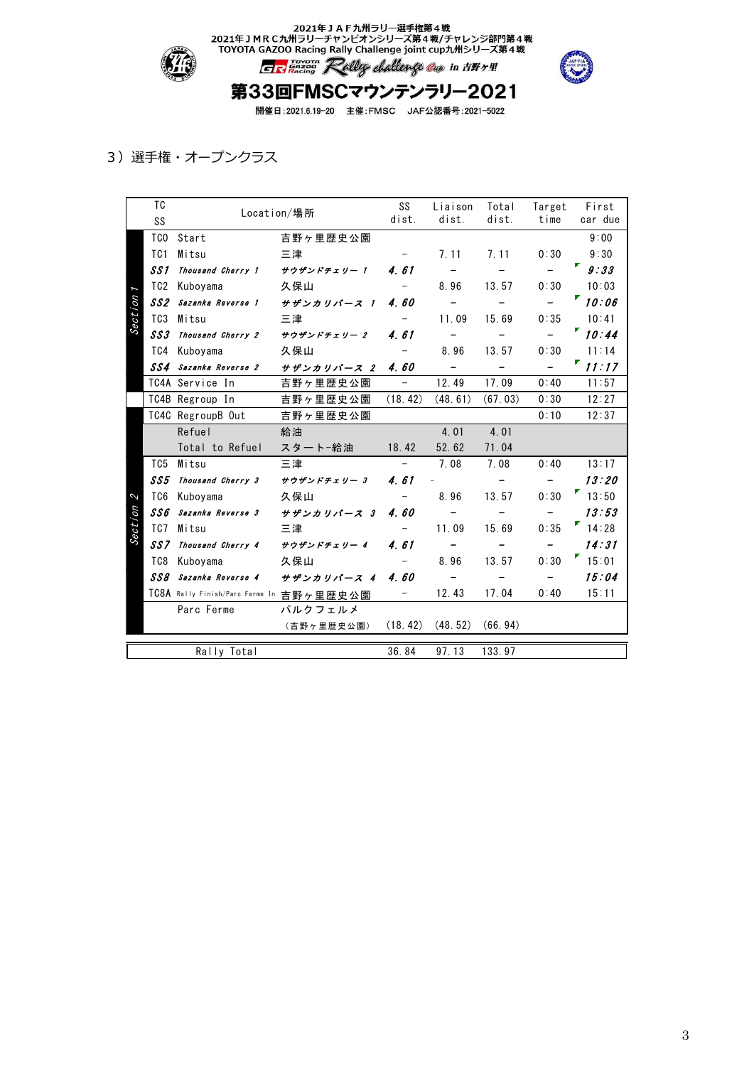2021年ＪＡＦ九州ラリー選手権第４戦
2021年ＪＭＲＣ九州ラリーチャンピオンシリーズ第４戦/チャレンジ部門第４戦
TOYOTA GAZOO Racing Rally Challenge joint cup九州シリーズ第４戦

GR TOYOTA GAZOO Racing Rally challenge Cup in 吉野ヶ里

# 第33回FMSCマウンテンラリー2021

開催日：2021.6.19-20　主催：FMSC　JAF公認番号：2021-5022

## 3）選手権・オープンクラス

| Section | TC / SS | Location | 場所 | SS dist. | Liaison dist. | Total dist. | Target time | First car due |
|---|---|---|---|---|---|---|---|---|
| Section 1 | TC0 | Start | 吉野ヶ里歴史公園 | | | | | 9:00 |
| | TC1 | Mitsu | 三津 | － | 7.11 | 7.11 | 0:30 | 9:30 |
| | ***SS1*** | ***Thousand Cherry 1*** | ***サウザンドチェリー 1*** | ***4.61*** | － | － | － | ***9:33*** |
| | TC2 | Kuboyama | 久保山 | － | 8.96 | 13.57 | 0:30 | 10:03 |
| | ***SS2*** | ***Sazanka Reverse 1*** | ***サザンカリバース 1*** | ***4.60*** | － | － | － | ***10:06*** |
| | TC3 | Mitsu | 三津 | － | 11.09 | 15.69 | 0:35 | 10:41 |
| | ***SS3*** | ***Thousand Cherry 2*** | ***サウザンドチェリー 2*** | ***4.61*** | － | － | － | ***10:44*** |
| | TC4 | Kuboyama | 久保山 | － | 8.96 | 13.57 | 0:30 | 11:14 |
| | ***SS4*** | ***Sazanka Reverse 2*** | ***サザンカリバース 2*** | ***4.60*** | － | － | － | ***11:17*** |
| | TC4A | Service In | 吉野ヶ里歴史公園 | － | 12.49 | 17.09 | 0:40 | 11:57 |
| | TC4B | Regroup In | 吉野ヶ里歴史公園 | (18.42) | (48.61) | (67.03) | 0:30 | 12:27 |
| | TC4C | RegroupB Out | 吉野ヶ里歴史公園 | | | | 0:10 | 12:37 |
| | | Refuel | 給油 | | 4.01 | 4.01 | | |
| | | Total to Refuel | スタート-給油 | 18.42 | 52.62 | 71.04 | | |
| Section 2 | TC5 | Mitsu | 三津 | － | 7.08 | 7.08 | 0:40 | 13:17 |
| | ***SS5*** | ***Thousand Cherry 3*** | ***サウザンドチェリー 3*** | ***4.61*** | - | － | － | ***13:20*** |
| | TC6 | Kuboyama | 久保山 | － | 8.96 | 13.57 | 0:30 | 13:50 |
| | ***SS6*** | ***Sazanka Reverse 3*** | ***サザンカリバース 3*** | ***4.60*** | － | － | － | ***13:53*** |
| | TC7 | Mitsu | 三津 | － | 11.09 | 15.69 | 0:35 | 14:28 |
| | ***SS7*** | ***Thousand Cherry 4*** | ***サウザンドチェリー 4*** | ***4.61*** | － | － | － | ***14:31*** |
| | TC8 | Kuboyama | 久保山 | － | 8.96 | 13.57 | 0:30 | 15:01 |
| | ***SS8*** | ***Sazanka Reverse 4*** | ***サザンカリバース 4*** | ***4.60*** | － | － | － | ***15:04*** |
| | TC8A | Rally Finish/Parc Ferme In | 吉野ヶ里歴史公園 | － | 12.43 | 17.04 | 0:40 | 15:11 |
| | | Parc Ferme | パルクフェルメ（吉野ヶ里歴史公園） | (18.42) | (48.52) | (66.94) | | |
| | | Rally Total | | 36.84 | 97.13 | 133.97 | | |